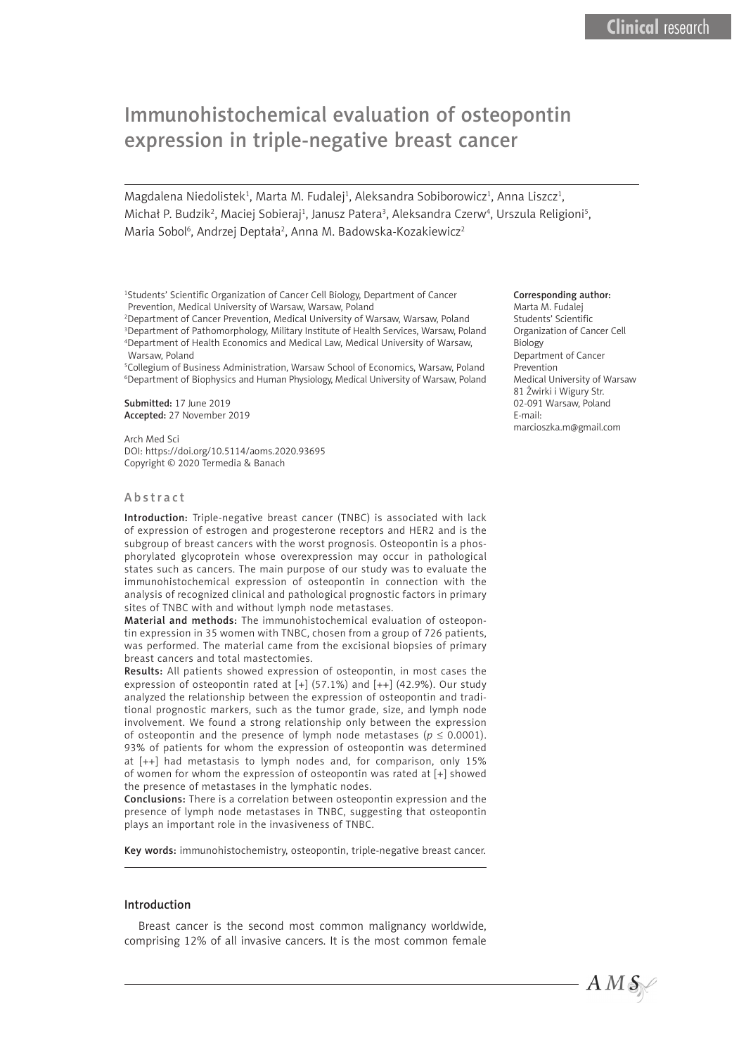# Immunohistochemical evaluation of osteopontin expression in triple-negative breast cancer

Magdalena Niedolistek[1], Marta M. Fudalej[1], Aleksandra Sobiborowicz[1], Anna Liszcz[1], Michał P. Budzik[2], Maciej Sobieraj[1], Janusz Patera[3], Aleksandra Czerw[4], Urszula Religioni[5], Maria Sobol[6], Andrzej Deptała[2], Anna M. Badowska-Kozakiewicz[2]

[1]Students' Scientific Organization of Cancer Cell Biology, Department of Cancer Prevention, Medical University of Warsaw, Warsaw, Poland
[2]Department of Cancer Prevention, Medical University of Warsaw, Warsaw, Poland
[3]Department of Pathomorphology, Military Institute of Health Services, Warsaw, Poland
[4]Department of Health Economics and Medical Law, Medical University of Warsaw, Warsaw, Poland
[5]Collegium of Business Administration, Warsaw School of Economics, Warsaw, Poland
[6]Department of Biophysics and Human Physiology, Medical University of Warsaw, Poland

**Submitted:** 17 June 2019
**Accepted:** 27 November 2019

Arch Med Sci
DOI: https://doi.org/10.5114/aoms.2020.93695
Copyright © 2020 Termedia & Banach

**Corresponding author:**
Marta M. Fudalej
Students' Scientific Organization of Cancer Cell Biology
Department of Cancer Prevention
Medical University of Warsaw
81 Żwirki i Wigury Str.
02-091 Warsaw, Poland
E-mail: marcioszka.m@gmail.com

## Abstract

**Introduction:** Triple-negative breast cancer (TNBC) is associated with lack of expression of estrogen and progesterone receptors and HER2 and is the subgroup of breast cancers with the worst prognosis. Osteopontin is a phosphorylated glycoprotein whose overexpression may occur in pathological states such as cancers. The main purpose of our study was to evaluate the immunohistochemical expression of osteopontin in connection with the analysis of recognized clinical and pathological prognostic factors in primary sites of TNBC with and without lymph node metastases.

**Material and methods:** The immunohistochemical evaluation of osteopontin expression in 35 women with TNBC, chosen from a group of 726 patients, was performed. The material came from the excisional biopsies of primary breast cancers and total mastectomies.

**Results:** All patients showed expression of osteopontin, in most cases the expression of osteopontin rated at [+] (57.1%) and [++] (42.9%). Our study analyzed the relationship between the expression of osteopontin and traditional prognostic markers, such as the tumor grade, size, and lymph node involvement. We found a strong relationship only between the expression of osteopontin and the presence of lymph node metastases ($p \leq 0.0001$). 93% of patients for whom the expression of osteopontin was determined at [++] had metastasis to lymph nodes and, for comparison, only 15% of women for whom the expression of osteopontin was rated at [+] showed the presence of metastases in the lymphatic nodes.

**Conclusions:** There is a correlation between osteopontin expression and the presence of lymph node metastases in TNBC, suggesting that osteopontin plays an important role in the invasiveness of TNBC.

**Key words:** immunohistochemistry, osteopontin, triple-negative breast cancer.

## Introduction

Breast cancer is the second most common malignancy worldwide, comprising 12% of all invasive cancers. It is the most common female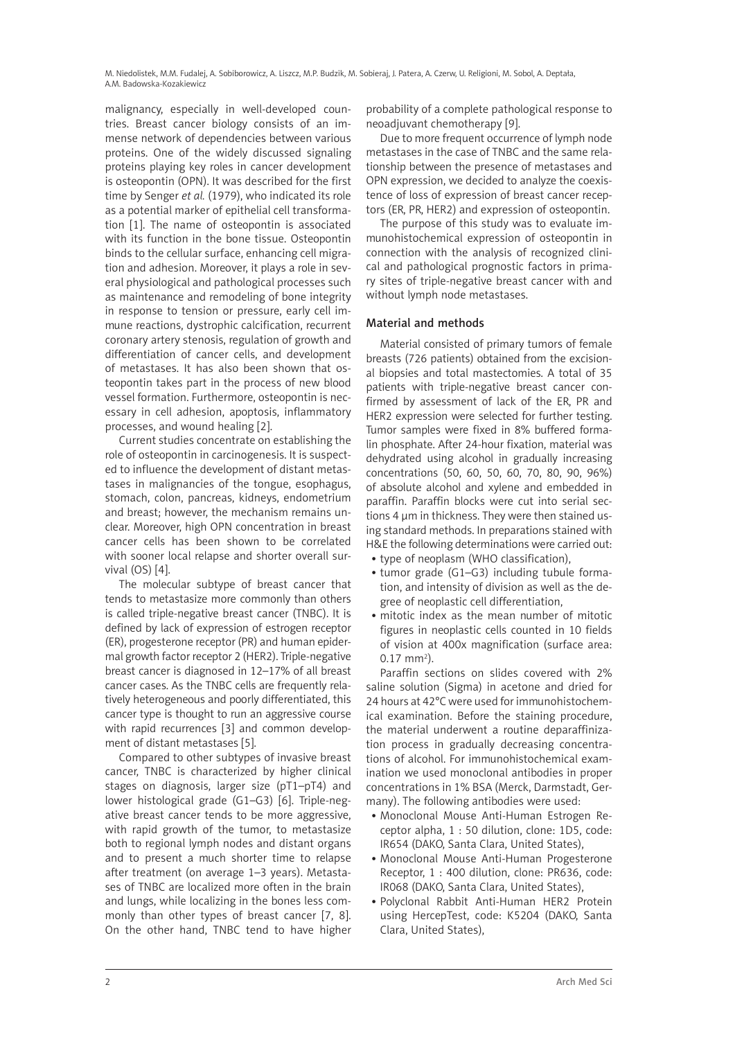malignancy, especially in well-developed countries. Breast cancer biology consists of an immense network of dependencies between various proteins. One of the widely discussed signaling proteins playing key roles in cancer development is osteopontin (OPN). It was described for the first time by Senger *et al.* (1979), who indicated its role as a potential marker of epithelial cell transformation [1]. The name of osteopontin is associated with its function in the bone tissue. Osteopontin binds to the cellular surface, enhancing cell migration and adhesion. Moreover, it plays a role in several physiological and pathological processes such as maintenance and remodeling of bone integrity in response to tension or pressure, early cell immune reactions, dystrophic calcification, recurrent coronary artery stenosis, regulation of growth and differentiation of cancer cells, and development of metastases. It has also been shown that osteopontin takes part in the process of new blood vessel formation. Furthermore, osteopontin is necessary in cell adhesion, apoptosis, inflammatory processes, and wound healing [2].

Current studies concentrate on establishing the role of osteopontin in carcinogenesis. It is suspected to influence the development of distant metastases in malignancies of the tongue, esophagus, stomach, colon, pancreas, kidneys, endometrium and breast; however, the mechanism remains unclear. Moreover, high OPN concentration in breast cancer cells has been shown to be correlated with sooner local relapse and shorter overall survival (OS) [4].

The molecular subtype of breast cancer that tends to metastasize more commonly than others is called triple-negative breast cancer (TNBC). It is defined by lack of expression of estrogen receptor (ER), progesterone receptor (PR) and human epidermal growth factor receptor 2 (HER2). Triple-negative breast cancer is diagnosed in 12–17% of all breast cancer cases. As the TNBC cells are frequently relatively heterogeneous and poorly differentiated, this cancer type is thought to run an aggressive course with rapid recurrences [3] and common development of distant metastases [5].

Compared to other subtypes of invasive breast cancer, TNBC is characterized by higher clinical stages on diagnosis, larger size (pT1–pT4) and lower histological grade (G1–G3) [6]. Triple-negative breast cancer tends to be more aggressive, with rapid growth of the tumor, to metastasize both to regional lymph nodes and distant organs and to present a much shorter time to relapse after treatment (on average 1–3 years). Metastases of TNBC are localized more often in the brain and lungs, while localizing in the bones less commonly than other types of breast cancer [7, 8]. On the other hand, TNBC tend to have higher probability of a complete pathological response to neoadjuvant chemotherapy [9].

Due to more frequent occurrence of lymph node metastases in the case of TNBC and the same relationship between the presence of metastases and OPN expression, we decided to analyze the coexistence of loss of expression of breast cancer receptors (ER, PR, HER2) and expression of osteopontin.

The purpose of this study was to evaluate immunohistochemical expression of osteopontin in connection with the analysis of recognized clinical and pathological prognostic factors in primary sites of triple-negative breast cancer with and without lymph node metastases.

## Material and methods

Material consisted of primary tumors of female breasts (726 patients) obtained from the excisional biopsies and total mastectomies. A total of 35 patients with triple-negative breast cancer confirmed by assessment of lack of the ER, PR and HER2 expression were selected for further testing. Tumor samples were fixed in 8% buffered formalin phosphate. After 24-hour fixation, material was dehydrated using alcohol in gradually increasing concentrations (50, 60, 50, 60, 70, 80, 90, 96%) of absolute alcohol and xylene and embedded in paraffin. Paraffin blocks were cut into serial sections 4 µm in thickness. They were then stained using standard methods. In preparations stained with H&E the following determinations were carried out:

- type of neoplasm (WHO classification),
- tumor grade (G1–G3) including tubule formation, and intensity of division as well as the degree of neoplastic cell differentiation,
- mitotic index as the mean number of mitotic figures in neoplastic cells counted in 10 fields of vision at 400x magnification (surface area: 0.17 mm$^2$).

Paraffin sections on slides covered with 2% saline solution (Sigma) in acetone and dried for 24 hours at 42°C were used for immunohistochemical examination. Before the staining procedure, the material underwent a routine deparaffinization process in gradually decreasing concentrations of alcohol. For immunohistochemical examination we used monoclonal antibodies in proper concentrations in 1% BSA (Merck, Darmstadt, Germany). The following antibodies were used:

- Monoclonal Mouse Anti-Human Estrogen Receptor alpha, 1 : 50 dilution, clone: 1D5, code: IR654 (DAKO, Santa Clara, United States),
- Monoclonal Mouse Anti-Human Progesterone Receptor, 1 : 400 dilution, clone: PR636, code: IR068 (DAKO, Santa Clara, United States),
- Polyclonal Rabbit Anti-Human HER2 Protein using HercepTest, code: K5204 (DAKO, Santa Clara, United States),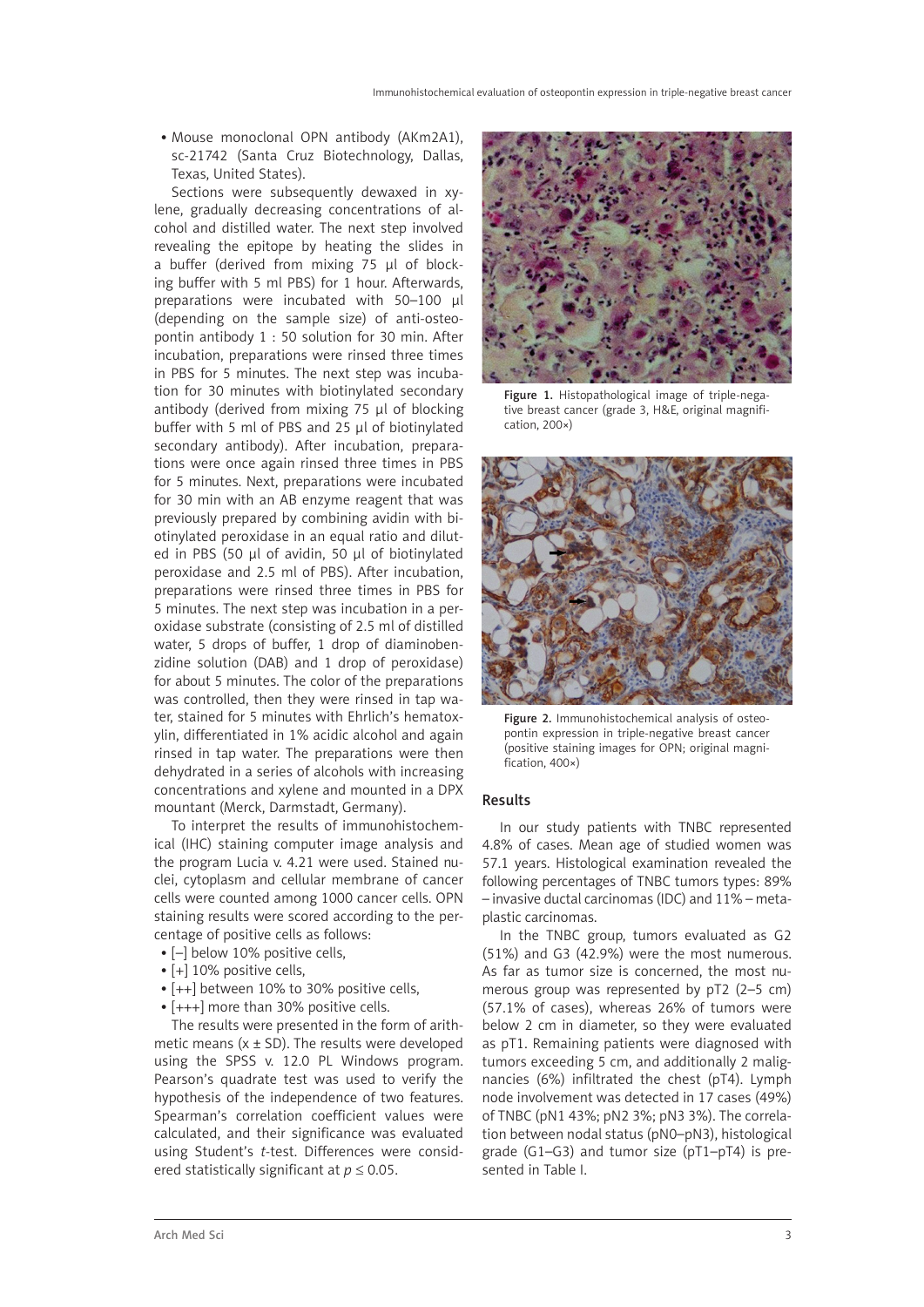- Mouse monoclonal OPN antibody (AKm2A1), sc-21742 (Santa Cruz Biotechnology, Dallas, Texas, United States).

Sections were subsequently dewaxed in xylene, gradually decreasing concentrations of alcohol and distilled water. The next step involved revealing the epitope by heating the slides in a buffer (derived from mixing 75 µl of blocking buffer with 5 ml PBS) for 1 hour. Afterwards, preparations were incubated with 50–100 µl (depending on the sample size) of anti-osteopontin antibody 1 : 50 solution for 30 min. After incubation, preparations were rinsed three times in PBS for 5 minutes. The next step was incubation for 30 minutes with biotinylated secondary antibody (derived from mixing 75 µl of blocking buffer with 5 ml of PBS and 25 µl of biotinylated secondary antibody). After incubation, preparations were once again rinsed three times in PBS for 5 minutes. Next, preparations were incubated for 30 min with an AB enzyme reagent that was previously prepared by combining avidin with biotinylated peroxidase in an equal ratio and diluted in PBS (50 µl of avidin, 50 µl of biotinylated peroxidase and 2.5 ml of PBS). After incubation, preparations were rinsed three times in PBS for 5 minutes. The next step was incubation in a peroxidase substrate (consisting of 2.5 ml of distilled water, 5 drops of buffer, 1 drop of diaminobenzidine solution (DAB) and 1 drop of peroxidase) for about 5 minutes. The color of the preparations was controlled, then they were rinsed in tap water, stained for 5 minutes with Ehrlich's hematoxylin, differentiated in 1% acidic alcohol and again rinsed in tap water. The preparations were then dehydrated in a series of alcohols with increasing concentrations and xylene and mounted in a DPX mountant (Merck, Darmstadt, Germany).

To interpret the results of immunohistochemical (IHC) staining computer image analysis and the program Lucia v. 4.21 were used. Stained nuclei, cytoplasm and cellular membrane of cancer cells were counted among 1000 cancer cells. OPN staining results were scored according to the percentage of positive cells as follows:

- [–] below 10% positive cells,
- [+] 10% positive cells,
- [++] between 10% to 30% positive cells,
- [+++] more than 30% positive cells.

The results were presented in the form of arithmetic means ($x \pm SD$). The results were developed using the SPSS v. 12.0 PL Windows program. Pearson's quadrate test was used to verify the hypothesis of the independence of two features. Spearman's correlation coefficient values were calculated, and their significance was evaluated using Student's *t*-test. Differences were considered statistically significant at $p \leq 0.05$.

**Figure 1.** Histopathological image of triple-negative breast cancer (grade 3, H&E, original magnification, 200×)

**Figure 2.** Immunohistochemical analysis of osteopontin expression in triple-negative breast cancer (positive staining images for OPN; original magnification, 400×)

## Results

In our study patients with TNBC represented 4.8% of cases. Mean age of studied women was 57.1 years. Histological examination revealed the following percentages of TNBC tumors types: 89% – invasive ductal carcinomas (IDC) and 11% – metaplastic carcinomas.

In the TNBC group, tumors evaluated as G2 (51%) and G3 (42.9%) were the most numerous. As far as tumor size is concerned, the most numerous group was represented by pT2 (2–5 cm) (57.1% of cases), whereas 26% of tumors were below 2 cm in diameter, so they were evaluated as pT1. Remaining patients were diagnosed with tumors exceeding 5 cm, and additionally 2 malignancies (6%) infiltrated the chest (pT4). Lymph node involvement was detected in 17 cases (49%) of TNBC (pN1 43%; pN2 3%; pN3 3%). The correlation between nodal status (pN0–pN3), histological grade (G1–G3) and tumor size (pT1–pT4) is presented in Table I.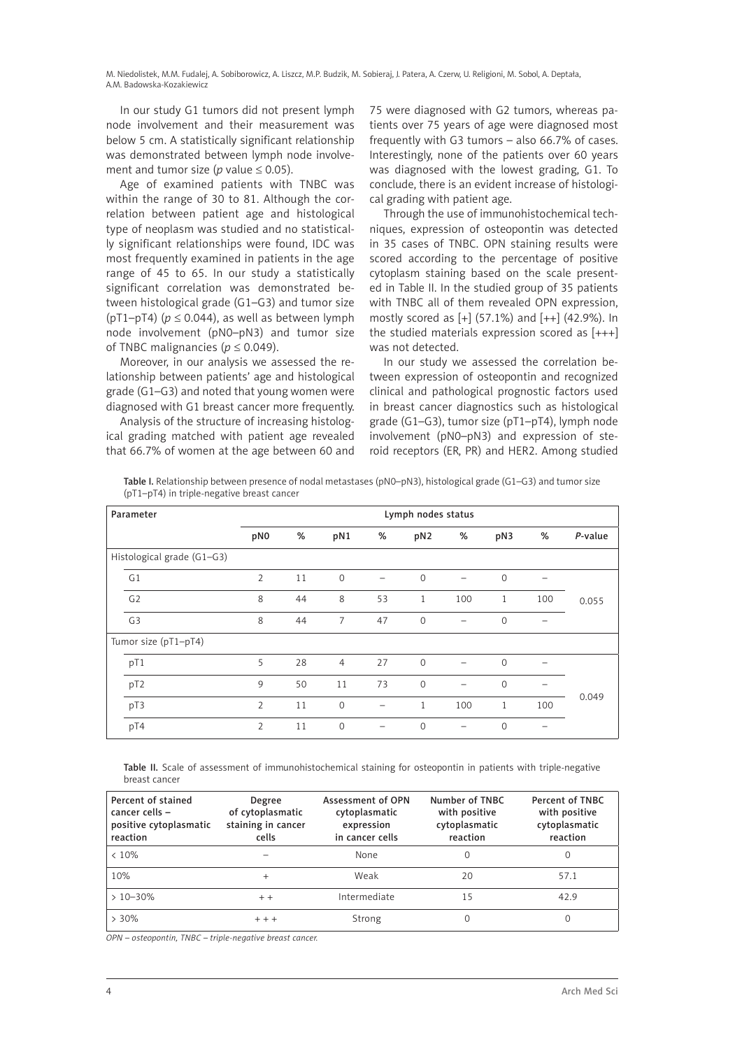In our study G1 tumors did not present lymph node involvement and their measurement was below 5 cm. A statistically significant relationship was demonstrated between lymph node involvement and tumor size ($p$ value ≤ 0.05).

Age of examined patients with TNBC was within the range of 30 to 81. Although the correlation between patient age and histological type of neoplasm was studied and no statistically significant relationships were found, IDC was most frequently examined in patients in the age range of 45 to 65. In our study a statistically significant correlation was demonstrated between histological grade (G1–G3) and tumor size (pT1–pT4) ($p$ ≤ 0.044), as well as between lymph node involvement (pN0–pN3) and tumor size of TNBC malignancies ($p$ ≤ 0.049).

Moreover, in our analysis we assessed the relationship between patients' age and histological grade (G1–G3) and noted that young women were diagnosed with G1 breast cancer more frequently.

Analysis of the structure of increasing histological grading matched with patient age revealed that 66.7% of women at the age between 60 and 75 were diagnosed with G2 tumors, whereas patients over 75 years of age were diagnosed most frequently with G3 tumors – also 66.7% of cases. Interestingly, none of the patients over 60 years was diagnosed with the lowest grading, G1. To conclude, there is an evident increase of histological grading with patient age.

Through the use of immunohistochemical techniques, expression of osteopontin was detected in 35 cases of TNBC. OPN staining results were scored according to the percentage of positive cytoplasm staining based on the scale presented in Table II. In the studied group of 35 patients with TNBC all of them revealed OPN expression, mostly scored as [+] (57.1%) and [++] (42.9%). In the studied materials expression scored as [+++] was not detected.

In our study we assessed the correlation between expression of osteopontin and recognized clinical and pathological prognostic factors used in breast cancer diagnostics such as histological grade (G1–G3), tumor size (pT1–pT4), lymph node involvement (pN0–pN3) and expression of steroid receptors (ER, PR) and HER2. Among studied

**Table I.** Relationship between presence of nodal metastases (pN0–pN3), histological grade (G1–G3) and tumor size (pT1–pT4) in triple-negative breast cancer

| Parameter | Lymph nodes status | | | | | | | | |
|---|---|---|---|---|---|---|---|---|---|
| | pN0 | % | pN1 | % | pN2 | % | pN3 | % | *P*-value |
| Histological grade (G1–G3) | | | | | | | | | |
| G1 | 2 | 11 | 0 | – | 0 | – | 0 | – | 0.055 |
| G2 | 8 | 44 | 8 | 53 | 1 | 100 | 1 | 100 | |
| G3 | 8 | 44 | 7 | 47 | 0 | – | 0 | – | |
| Tumor size (pT1–pT4) | | | | | | | | | |
| pT1 | 5 | 28 | 4 | 27 | 0 | – | 0 | – | 0.049 |
| pT2 | 9 | 50 | 11 | 73 | 0 | – | 0 | – | |
| pT3 | 2 | 11 | 0 | – | 1 | 100 | 1 | 100 | |
| pT4 | 2 | 11 | 0 | – | 0 | – | 0 | – | |

**Table II.** Scale of assessment of immunohistochemical staining for osteopontin in patients with triple-negative breast cancer

| Percent of stained cancer cells – positive cytoplasmatic reaction | Degree of cytoplasmatic staining in cancer cells | Assessment of OPN cytoplasmatic expression in cancer cells | Number of TNBC with positive cytoplasmatic reaction | Percent of TNBC with positive cytoplasmatic reaction |
|---|---|---|---|---|
| < 10% | – | None | 0 | 0 |
| 10% | + | Weak | 20 | 57.1 |
| > 10–30% | + + | Intermediate | 15 | 42.9 |
| > 30% | + + + | Strong | 0 | 0 |

*OPN – osteopontin, TNBC – triple-negative breast cancer.*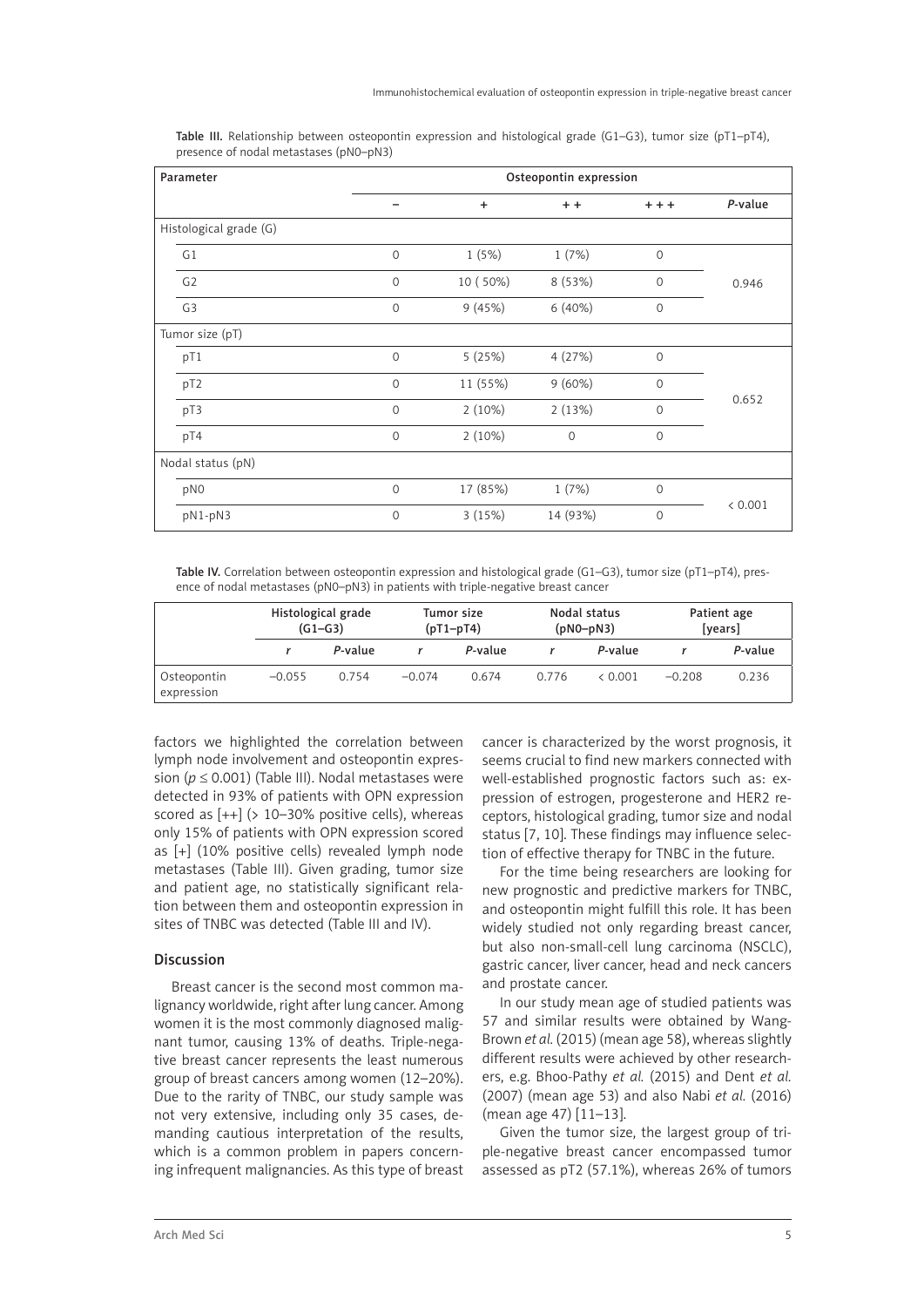Table III. Relationship between osteopontin expression and histological grade (G1–G3), tumor size (pT1–pT4), presence of nodal metastases (pN0–pN3)

| Parameter | Osteopontin expression | | | | |
|---|---|---|---|---|---|
| | – | + | + + | + + + | *P*-value |
| Histological grade (G) | | | | | |
| G1 | 0 | 1 (5%) | 1 (7%) | 0 | 0.946 |
| G2 | 0 | 10 ( 50%) | 8 (53%) | 0 | |
| G3 | 0 | 9 (45%) | 6 (40%) | 0 | |
| Tumor size (pT) | | | | | |
| pT1 | 0 | 5 (25%) | 4 (27%) | 0 | 0.652 |
| pT2 | 0 | 11 (55%) | 9 (60%) | 0 | |
| pT3 | 0 | 2 (10%) | 2 (13%) | 0 | |
| pT4 | 0 | 2 (10%) | 0 | 0 | |
| Nodal status (pN) | | | | | |
| pN0 | 0 | 17 (85%) | 1 (7%) | 0 | < 0.001 |
| pN1-pN3 | 0 | 3 (15%) | 14 (93%) | 0 | |

Table IV. Correlation between osteopontin expression and histological grade (G1–G3), tumor size (pT1–pT4), presence of nodal metastases (pN0–pN3) in patients with triple-negative breast cancer

| | Histological grade (G1–G3) | | Tumor size (pT1–pT4) | | Nodal status (pN0–pN3) | | Patient age [years] | |
|---|---|---|---|---|---|---|---|---|
| | *r* | *P*-value | *r* | *P*-value | *r* | *P*-value | *r* | *P*-value |
| Osteopontin expression | –0.055 | 0.754 | –0.074 | 0.674 | 0.776 | < 0.001 | –0.208 | 0.236 |

factors we highlighted the correlation between lymph node involvement and osteopontin expression ($p \leq 0.001$) (Table III). Nodal metastases were detected in 93% of patients with OPN expression scored as [++] (> 10–30% positive cells), whereas only 15% of patients with OPN expression scored as [+] (10% positive cells) revealed lymph node metastases (Table III). Given grading, tumor size and patient age, no statistically significant relation between them and osteopontin expression in sites of TNBC was detected (Table III and IV).

## Discussion

Breast cancer is the second most common malignancy worldwide, right after lung cancer. Among women it is the most commonly diagnosed malignant tumor, causing 13% of deaths. Triple-negative breast cancer represents the least numerous group of breast cancers among women (12–20%). Due to the rarity of TNBC, our study sample was not very extensive, including only 35 cases, demanding cautious interpretation of the results, which is a common problem in papers concerning infrequent malignancies. As this type of breast cancer is characterized by the worst prognosis, it seems crucial to find new markers connected with well-established prognostic factors such as: expression of estrogen, progesterone and HER2 receptors, histological grading, tumor size and nodal status [7, 10]. These findings may influence selection of effective therapy for TNBC in the future.

For the time being researchers are looking for new prognostic and predictive markers for TNBC, and osteopontin might fulfill this role. It has been widely studied not only regarding breast cancer, but also non-small-cell lung carcinoma (NSCLC), gastric cancer, liver cancer, head and neck cancers and prostate cancer.

In our study mean age of studied patients was 57 and similar results were obtained by Wang-Brown *et al.* (2015) (mean age 58), whereas slightly different results were achieved by other researchers, e.g. Bhoo-Pathy *et al.* (2015) and Dent *et al.* (2007) (mean age 53) and also Nabi *et al.* (2016) (mean age 47) [11–13].

Given the tumor size, the largest group of triple-negative breast cancer encompassed tumor assessed as pT2 (57.1%), whereas 26% of tumors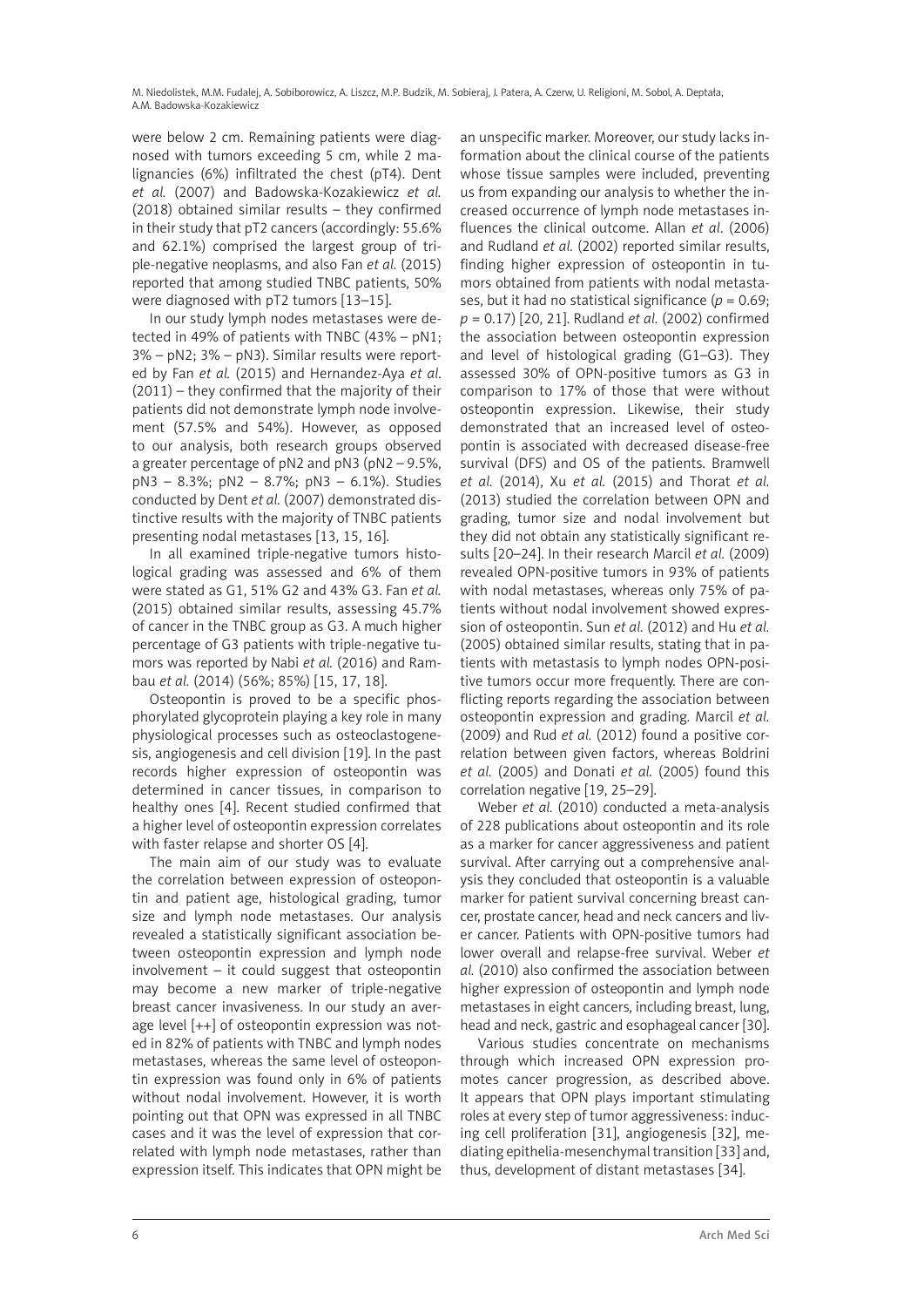were below 2 cm. Remaining patients were diagnosed with tumors exceeding 5 cm, while 2 malignancies (6%) infiltrated the chest (pT4). Dent *et al.* (2007) and Badowska-Kozakiewicz *et al.* (2018) obtained similar results – they confirmed in their study that pT2 cancers (accordingly: 55.6% and 62.1%) comprised the largest group of triple-negative neoplasms, and also Fan *et al.* (2015) reported that among studied TNBC patients, 50% were diagnosed with pT2 tumors [13–15].

In our study lymph nodes metastases were detected in 49% of patients with TNBC (43% – pN1; 3% – pN2; 3% – pN3). Similar results were reported by Fan *et al.* (2015) and Hernandez-Aya *et al.* (2011) – they confirmed that the majority of their patients did not demonstrate lymph node involvement (57.5% and 54%). However, as opposed to our analysis, both research groups observed a greater percentage of pN2 and pN3 (pN2 – 9.5%, pN3 – 8.3%; pN2 – 8.7%; pN3 – 6.1%). Studies conducted by Dent *et al.* (2007) demonstrated distinctive results with the majority of TNBC patients presenting nodal metastases [13, 15, 16].

In all examined triple-negative tumors histological grading was assessed and 6% of them were stated as G1, 51% G2 and 43% G3. Fan *et al.* (2015) obtained similar results, assessing 45.7% of cancer in the TNBC group as G3. A much higher percentage of G3 patients with triple-negative tumors was reported by Nabi *et al.* (2016) and Rambau *et al.* (2014) (56%; 85%) [15, 17, 18].

Osteopontin is proved to be a specific phosphorylated glycoprotein playing a key role in many physiological processes such as osteoclastogenesis, angiogenesis and cell division [19]. In the past records higher expression of osteopontin was determined in cancer tissues, in comparison to healthy ones [4]. Recent studied confirmed that a higher level of osteopontin expression correlates with faster relapse and shorter OS [4].

The main aim of our study was to evaluate the correlation between expression of osteopontin and patient age, histological grading, tumor size and lymph node metastases. Our analysis revealed a statistically significant association between osteopontin expression and lymph node involvement – it could suggest that osteopontin may become a new marker of triple-negative breast cancer invasiveness. In our study an average level [++] of osteopontin expression was noted in 82% of patients with TNBC and lymph nodes metastases, whereas the same level of osteopontin expression was found only in 6% of patients without nodal involvement. However, it is worth pointing out that OPN was expressed in all TNBC cases and it was the level of expression that correlated with lymph node metastases, rather than expression itself. This indicates that OPN might be an unspecific marker. Moreover, our study lacks information about the clinical course of the patients whose tissue samples were included, preventing us from expanding our analysis to whether the increased occurrence of lymph node metastases influences the clinical outcome. Allan *et al.* (2006) and Rudland *et al.* (2002) reported similar results, finding higher expression of osteopontin in tumors obtained from patients with nodal metastases, but it had no statistical significance ($p = 0.69$; $p = 0.17$) [20, 21]. Rudland *et al.* (2002) confirmed the association between osteopontin expression and level of histological grading (G1–G3). They assessed 30% of OPN-positive tumors as G3 in comparison to 17% of those that were without osteopontin expression. Likewise, their study demonstrated that an increased level of osteopontin is associated with decreased disease-free survival (DFS) and OS of the patients. Bramwell *et al.* (2014), Xu *et al.* (2015) and Thorat *et al.* (2013) studied the correlation between OPN and grading, tumor size and nodal involvement but they did not obtain any statistically significant results [20–24]. In their research Marcil *et al.* (2009) revealed OPN-positive tumors in 93% of patients with nodal metastases, whereas only 75% of patients without nodal involvement showed expression of osteopontin. Sun *et al.* (2012) and Hu *et al.* (2005) obtained similar results, stating that in patients with metastasis to lymph nodes OPN-positive tumors occur more frequently. There are conflicting reports regarding the association between osteopontin expression and grading. Marcil *et al.* (2009) and Rud *et al.* (2012) found a positive correlation between given factors, whereas Boldrini *et al.* (2005) and Donati *et al.* (2005) found this correlation negative [19, 25–29].

Weber *et al.* (2010) conducted a meta-analysis of 228 publications about osteopontin and its role as a marker for cancer aggressiveness and patient survival. After carrying out a comprehensive analysis they concluded that osteopontin is a valuable marker for patient survival concerning breast cancer, prostate cancer, head and neck cancers and liver cancer. Patients with OPN-positive tumors had lower overall and relapse-free survival. Weber *et al.* (2010) also confirmed the association between higher expression of osteopontin and lymph node metastases in eight cancers, including breast, lung, head and neck, gastric and esophageal cancer [30].

Various studies concentrate on mechanisms through which increased OPN expression promotes cancer progression, as described above. It appears that OPN plays important stimulating roles at every step of tumor aggressiveness: inducing cell proliferation [31], angiogenesis [32], mediating epithelia-mesenchymal transition [33] and, thus, development of distant metastases [34].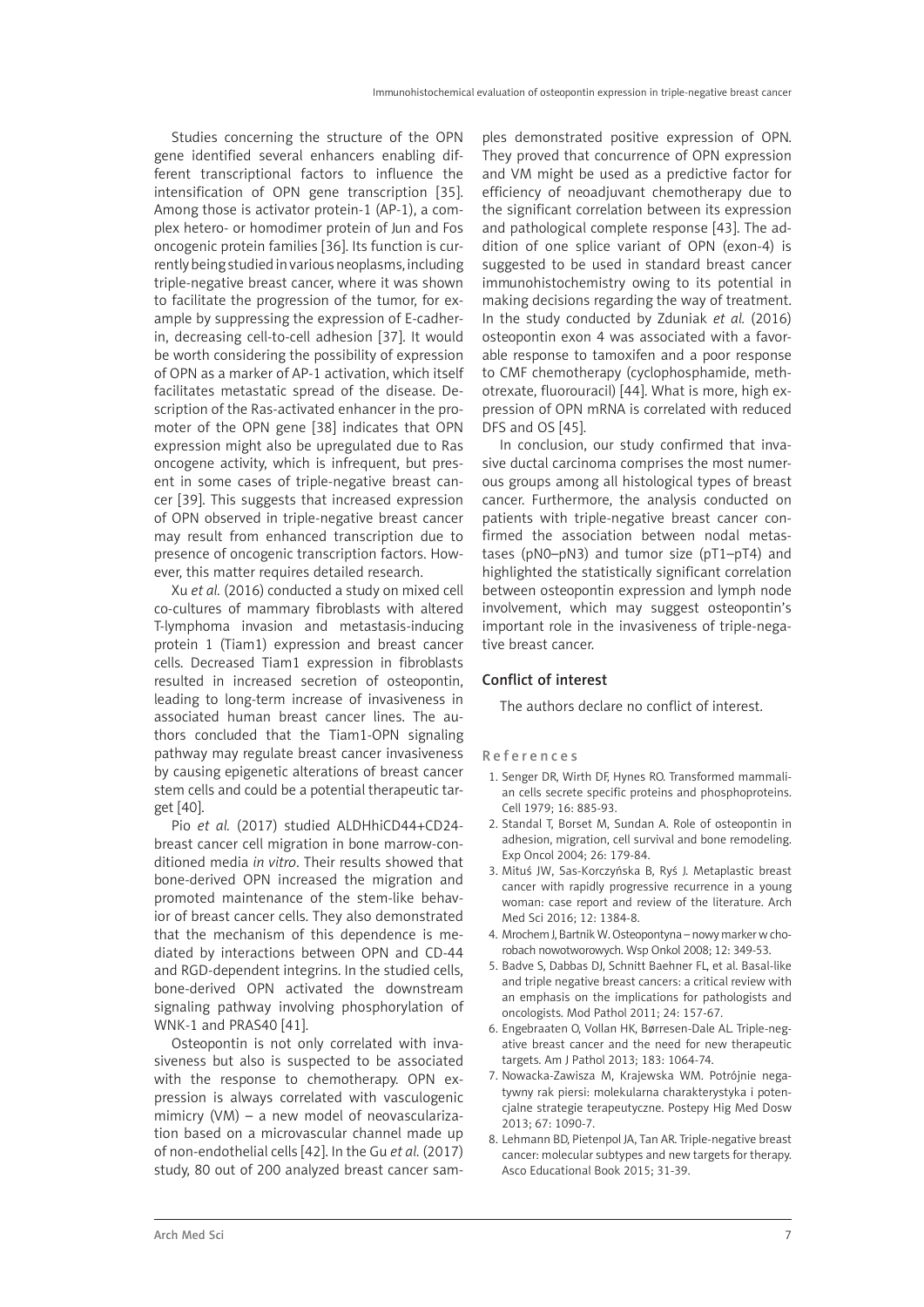Studies concerning the structure of the OPN gene identified several enhancers enabling different transcriptional factors to influence the intensification of OPN gene transcription [35]. Among those is activator protein-1 (AP-1), a complex hetero- or homodimer protein of Jun and Fos oncogenic protein families [36]. Its function is currently being studied in various neoplasms, including triple-negative breast cancer, where it was shown to facilitate the progression of the tumor, for example by suppressing the expression of E-cadherin, decreasing cell-to-cell adhesion [37]. It would be worth considering the possibility of expression of OPN as a marker of AP-1 activation, which itself facilitates metastatic spread of the disease. Description of the Ras-activated enhancer in the promoter of the OPN gene [38] indicates that OPN expression might also be upregulated due to Ras oncogene activity, which is infrequent, but present in some cases of triple-negative breast cancer [39]. This suggests that increased expression of OPN observed in triple-negative breast cancer may result from enhanced transcription due to presence of oncogenic transcription factors. However, this matter requires detailed research.

Xu *et al.* (2016) conducted a study on mixed cell co-cultures of mammary fibroblasts with altered T-lymphoma invasion and metastasis-inducing protein 1 (Tiam1) expression and breast cancer cells. Decreased Tiam1 expression in fibroblasts resulted in increased secretion of osteopontin, leading to long-term increase of invasiveness in associated human breast cancer lines. The authors concluded that the Tiam1-OPN signaling pathway may regulate breast cancer invasiveness by causing epigenetic alterations of breast cancer stem cells and could be a potential therapeutic target [40].

Pio *et al.* (2017) studied ALDHhiCD44+CD24- breast cancer cell migration in bone marrow-conditioned media *in vitro*. Their results showed that bone-derived OPN increased the migration and promoted maintenance of the stem-like behavior of breast cancer cells. They also demonstrated that the mechanism of this dependence is mediated by interactions between OPN and CD-44 and RGD-dependent integrins. In the studied cells, bone-derived OPN activated the downstream signaling pathway involving phosphorylation of WNK-1 and PRAS40 [41].

Osteopontin is not only correlated with invasiveness but also is suspected to be associated with the response to chemotherapy. OPN expression is always correlated with vasculogenic mimicry (VM) – a new model of neovascularization based on a microvascular channel made up of non-endothelial cells [42]. In the Gu *et al.* (2017) study, 80 out of 200 analyzed breast cancer samples demonstrated positive expression of OPN. They proved that concurrence of OPN expression and VM might be used as a predictive factor for efficiency of neoadjuvant chemotherapy due to the significant correlation between its expression and pathological complete response [43]. The addition of one splice variant of OPN (exon-4) is suggested to be used in standard breast cancer immunohistochemistry owing to its potential in making decisions regarding the way of treatment. In the study conducted by Zduniak *et al.* (2016) osteopontin exon 4 was associated with a favorable response to tamoxifen and a poor response to CMF chemotherapy (cyclophosphamide, methotrexate, fluorouracil) [44]. What is more, high expression of OPN mRNA is correlated with reduced DFS and OS [45].

In conclusion, our study confirmed that invasive ductal carcinoma comprises the most numerous groups among all histological types of breast cancer. Furthermore, the analysis conducted on patients with triple-negative breast cancer confirmed the association between nodal metastases (pN0–pN3) and tumor size (pT1–pT4) and highlighted the statistically significant correlation between osteopontin expression and lymph node involvement, which may suggest osteopontin's important role in the invasiveness of triple-negative breast cancer.

## Conflict of interest

The authors declare no conflict of interest.

## References

1. Senger DR, Wirth DF, Hynes RO. Transformed mammalian cells secrete specific proteins and phosphoproteins. Cell 1979; 16: 885-93.
2. Standal T, Borset M, Sundan A. Role of osteopontin in adhesion, migration, cell survival and bone remodeling. Exp Oncol 2004; 26: 179-84.
3. Mituś JW, Sas-Korczyńska B, Ryś J. Metaplastic breast cancer with rapidly progressive recurrence in a young woman: case report and review of the literature. Arch Med Sci 2016; 12: 1384-8.
4. Mrochem J, Bartnik W. Osteopontyna – nowy marker w chorobach nowotworowych. Wsp Onkol 2008; 12: 349-53.
5. Badve S, Dabbas DJ, Schnitt Baehner FL, et al. Basal-like and triple negative breast cancers: a critical review with an emphasis on the implications for pathologists and oncologists. Mod Pathol 2011; 24: 157-67.
6. Engebraaten O, Vollan HK, Børresen-Dale AL. Triple-negative breast cancer and the need for new therapeutic targets. Am J Pathol 2013; 183: 1064-74.
7. Nowacka-Zawisza M, Krajewska WM. Potrójnie negatywny rak piersi: molekularna charakterystyka i potencjalne strategie terapeutyczne. Postepy Hig Med Dosw 2013; 67: 1090-7.
8. Lehmann BD, Pietenpol JA, Tan AR. Triple-negative breast cancer: molecular subtypes and new targets for therapy. Asco Educational Book 2015; 31-39.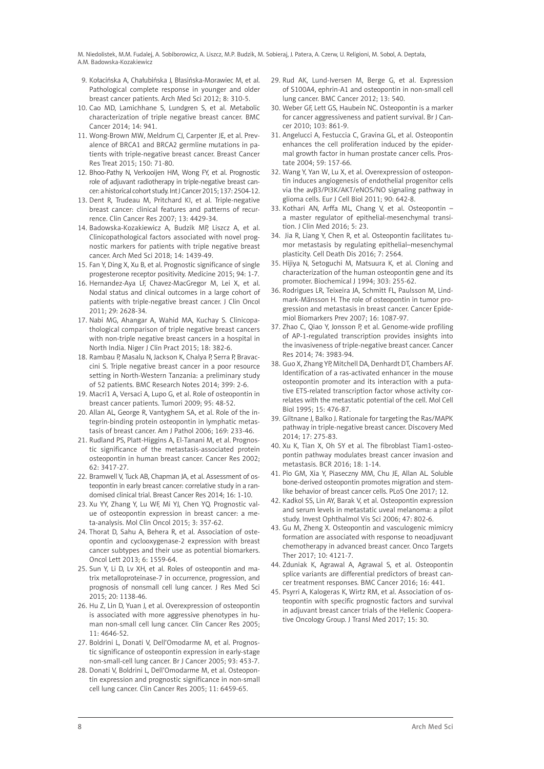9. Kołacińska A, Chałubińska J, Błasińska-Morawiec M, et al. Pathological complete response in younger and older breast cancer patients. Arch Med Sci 2012; 8: 310-5.
10. Cao MD, Lamichhane S, Lundgren S, et al. Metabolic characterization of triple negative breast cancer. BMC Cancer 2014; 14: 941.
11. Wong-Brown MW, Meldrum CJ, Carpenter JE, et al. Prevalence of BRCA1 and BRCA2 germline mutations in patients with triple-negative breast cancer. Breast Cancer Res Treat 2015; 150: 71-80.
12. Bhoo-Pathy N, Verkooijen HM, Wong FY, et al. Prognostic role of adjuvant radiotherapy in triple-negative breast cancer: a historical cohort study. Int J Cancer 2015; 137: 2504-12.
13. Dent R, Trudeau M, Pritchard KI, et al. Triple-negative breast cancer: clinical features and patterns of recurrence. Clin Cancer Res 2007; 13: 4429-34.
14. Badowska-Kozakiewicz A, Budzik MP, Liszcz A, et al. Clinicopathological factors associated with novel prognostic markers for patients with triple negative breast cancer. Arch Med Sci 2018; 14: 1439-49.
15. Fan Y, Ding X, Xu B, et al. Prognostic significance of single progesterone receptor positivity. Medicine 2015; 94: 1-7.
16. Hernandez-Aya LF, Chavez-MacGregor M, Lei X, et al. Nodal status and clinical outcomes in a large cohort of patients with triple-negative breast cancer. J Clin Oncol 2011; 29: 2628-34.
17. Nabi MG, Ahangar A, Wahid MA, Kuchay S. Clinicopathological comparison of triple negative breast cancers with non-triple negative breast cancers in a hospital in North India. Niger J Clin Pract 2015; 18: 382-6.
18. Rambau P, Masalu N, Jackson K, Chalya P, Serra P, Bravaccini S. Triple negative breast cancer in a poor resource setting in North-Western Tanzania: a preliminary study of 52 patients. BMC Research Notes 2014; 399: 2-6.
19. Macrì1 A, Versaci A, Lupo G, et al. Role of osteopontin in breast cancer patients. Tumori 2009; 95: 48-52.
20. Allan AL, George R, Vantyghem SA, et al. Role of the integrin-binding protein osteopontin in lymphatic metastasis of breast cancer. Am J Pathol 2006; 169: 233-46.
21. Rudland PS, Platt-Higgins A, El-Tanani M, et al. Prognostic significance of the metastasis-associated protein osteopontin in human breast cancer. Cancer Res 2002; 62: 3417-27.
22. Bramwell V, Tuck AB, Chapman JA, et al. Assessment of osteopontin in early breast cancer: correlative study in a randomised clinical trial. Breast Cancer Res 2014; 16: 1-10.
23. Xu YY, Zhang Y, Lu WF, Mi YJ, Chen YQ. Prognostic value of osteopontin expression in breast cancer: a meta-analysis. Mol Clin Oncol 2015; 3: 357-62.
24. Thorat D, Sahu A, Behera R, et al. Association of osteopontin and cyclooxygenase-2 expression with breast cancer subtypes and their use as potential biomarkers. Oncol Lett 2013; 6: 1559-64.
25. Sun Y, Li D, Lv XH, et al. Roles of osteopontin and matrix metalloproteinase-7 in occurrence, progression, and prognosis of nonsmall cell lung cancer. J Res Med Sci 2015; 20: 1138-46.
26. Hu Z, Lin D, Yuan J, et al. Overexpression of osteopontin is associated with more aggressive phenotypes in human non-small cell lung cancer. Clin Cancer Res 2005; 11: 4646-52.
27. Boldrini L, Donati V, Dell'Omodarme M, et al. Prognostic significance of osteopontin expression in early-stage non-small-cell lung cancer. Br J Cancer 2005; 93: 453-7.
28. Donati V, Boldrini L, Dell'Omodarme M, et al. Osteopontin expression and prognostic significance in non-small cell lung cancer. Clin Cancer Res 2005; 11: 6459-65.
29. Rud AK, Lund-Iversen M, Berge G, et al. Expression of S100A4, ephrin-A1 and osteopontin in non-small cell lung cancer. BMC Cancer 2012; 13: 540.
30. Weber GF, Lett GS, Haubein NC. Osteopontin is a marker for cancer aggressiveness and patient survival. Br J Cancer 2010; 103: 861-9.
31. Angelucci A, Festuccia C, Gravina GL, et al. Osteopontin enhances the cell proliferation induced by the epidermal growth factor in human prostate cancer cells. Prostate 2004; 59: 157-66.
32. Wang Y, Yan W, Lu X, et al. Overexpression of osteopontin induces angiogenesis of endothelial progenitor cells via the αvβ3/PI3K/AKT/eNOS/NO signaling pathway in glioma cells. Eur J Cell Biol 2011; 90: 642-8.
33. Kothari AN, Arffa ML, Chang V, et al. Osteopontin – a master regulator of epithelial-mesenchymal transition. J Clin Med 2016; 5: 23.
34. Jia R, Liang Y, Chen R, et al. Osteopontin facilitates tumor metastasis by regulating epithelial–mesenchymal plasticity. Cell Death Dis 2016; 7: 2564.
35. Hijiya N, Setoguchi M, Matsuura K, et al. Cloning and characterization of the human osteopontin gene and its promoter. Biochemical J 1994; 303: 255-62.
36. Rodrigues LR, Teixeira JA, Schmitt FL, Paulsson M, Lindmark-Mänsson H. The role of osteopontin in tumor progression and metastasis in breast cancer. Cancer Epidemiol Biomarkers Prev 2007; 16: 1087-97.
37. Zhao C, Qiao Y, Jonsson P, et al. Genome-wide profiling of AP-1-regulated transcription provides insights into the invasiveness of triple-negative breast cancer. Cancer Res 2014; 74: 3983-94.
38. Guo X, Zhang YP, Mitchell DA, Denhardt DT, Chambers AF. Identification of a ras-activated enhancer in the mouse osteopontin promoter and its interaction with a putative ETS-related transcription factor whose activity correlates with the metastatic potential of the cell. Mol Cell Biol 1995; 15: 476-87.
39. Giltnane J, Balko J. Rationale for targeting the Ras/MAPK pathway in triple-negative breast cancer. Discovery Med 2014; 17: 275-83.
40. Xu K, Tian X, Oh SY et al. The fibroblast Tiam1-osteopontin pathway modulates breast cancer invasion and metastasis. BCR 2016; 18: 1-14.
41. Pio GM, Xia Y, Piaseczny MM, Chu JE, Allan AL. Soluble bone-derived osteopontin promotes migration and stem-like behavior of breast cancer cells. PLoS One 2017; 12.
42. Kadkol SS, Lin AY, Barak V, et al. Osteopontin expression and serum levels in metastatic uveal melanoma: a pilot study. Invest Ophthalmol Vis Sci 2006; 47: 802-6.
43. Gu M, Zheng X. Osteopontin and vasculogenic mimicry formation are associated with response to neoadjuvant chemotherapy in advanced breast cancer. Onco Targets Ther 2017; 10: 4121-7.
44. Zduniak K, Agrawal A, Agrawal S, et al. Osteopontin splice variants are differential predictors of breast cancer treatment responses. BMC Cancer 2016; 16: 441.
45. Psyrri A, Kalogeras K, Wirtz RM, et al. Association of osteopontin with specific prognostic factors and survival in adjuvant breast cancer trials of the Hellenic Cooperative Oncology Group. J Transl Med 2017; 15: 30.